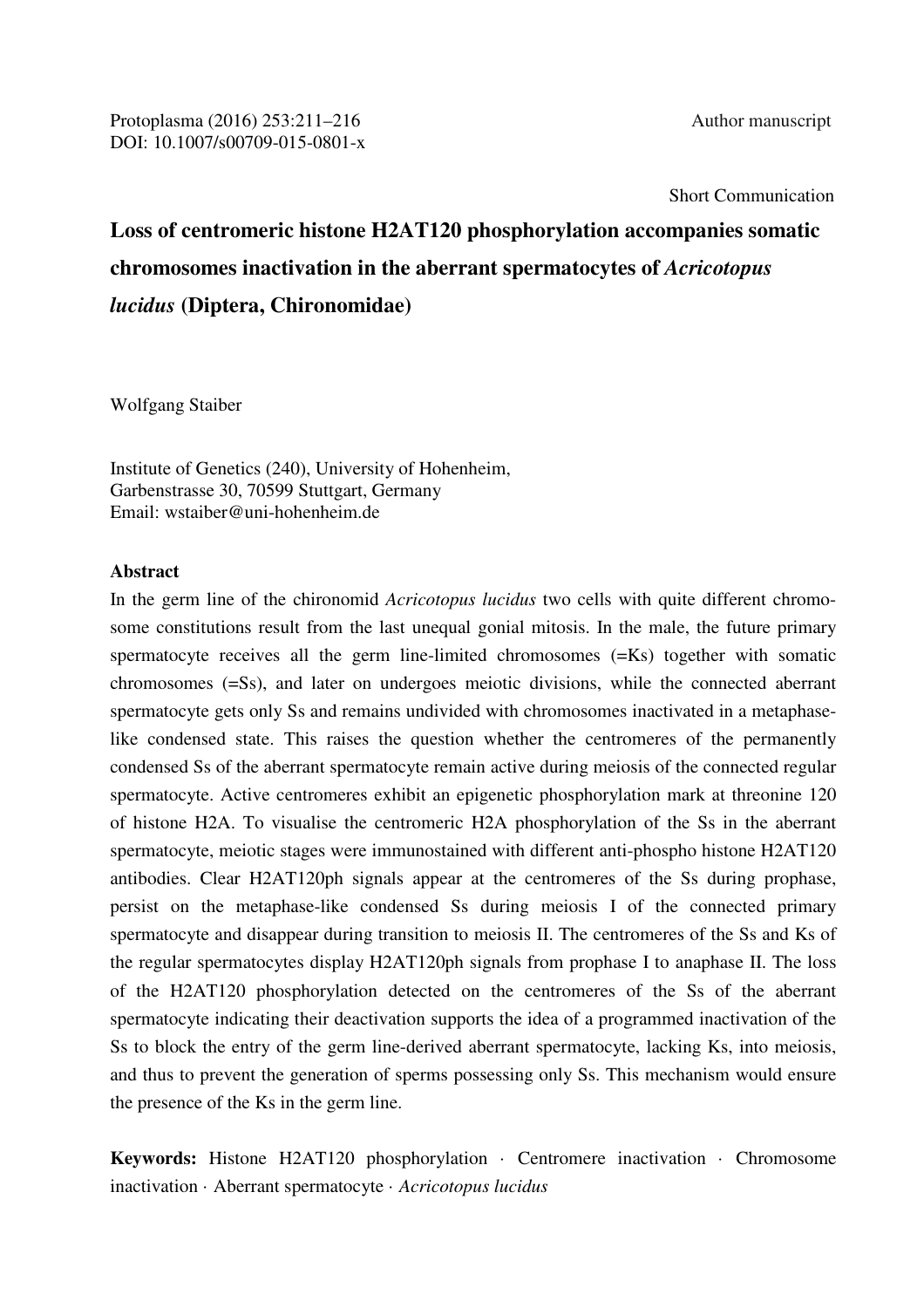Protoplasma (2016) 253:211–216
DOI: 10.1007/s00709-015-0801-x

Author manuscript

Short Communication

# Loss of centromeric histone H2AT120 phosphorylation accompanies somatic chromosomes inactivation in the aberrant spermatocytes of *Acricotopus lucidus* (Diptera, Chironomidae)

Wolfgang Staiber

Institute of Genetics (240), University of Hohenheim,
Garbenstrasse 30, 70599 Stuttgart, Germany
Email: wstaiber@uni-hohenheim.de

## Abstract

In the germ line of the chironomid *Acricotopus lucidus* two cells with quite different chromosome constitutions result from the last unequal gonial mitosis. In the male, the future primary spermatocyte receives all the germ line-limited chromosomes (=Ks) together with somatic chromosomes (=Ss), and later on undergoes meiotic divisions, while the connected aberrant spermatocyte gets only Ss and remains undivided with chromosomes inactivated in a metaphase-like condensed state. This raises the question whether the centromeres of the permanently condensed Ss of the aberrant spermatocyte remain active during meiosis of the connected regular spermatocyte. Active centromeres exhibit an epigenetic phosphorylation mark at threonine 120 of histone H2A. To visualise the centromeric H2A phosphorylation of the Ss in the aberrant spermatocyte, meiotic stages were immunostained with different anti-phospho histone H2AT120 antibodies. Clear H2AT120ph signals appear at the centromeres of the Ss during prophase, persist on the metaphase-like condensed Ss during meiosis I of the connected primary spermatocyte and disappear during transition to meiosis II. The centromeres of the Ss and Ks of the regular spermatocytes display H2AT120ph signals from prophase I to anaphase II. The loss of the H2AT120 phosphorylation detected on the centromeres of the Ss of the aberrant spermatocyte indicating their deactivation supports the idea of a programmed inactivation of the Ss to block the entry of the germ line-derived aberrant spermatocyte, lacking Ks, into meiosis, and thus to prevent the generation of sperms possessing only Ss. This mechanism would ensure the presence of the Ks in the germ line.

**Keywords:** Histone H2AT120 phosphorylation · Centromere inactivation · Chromosome inactivation · Aberrant spermatocyte · *Acricotopus lucidus*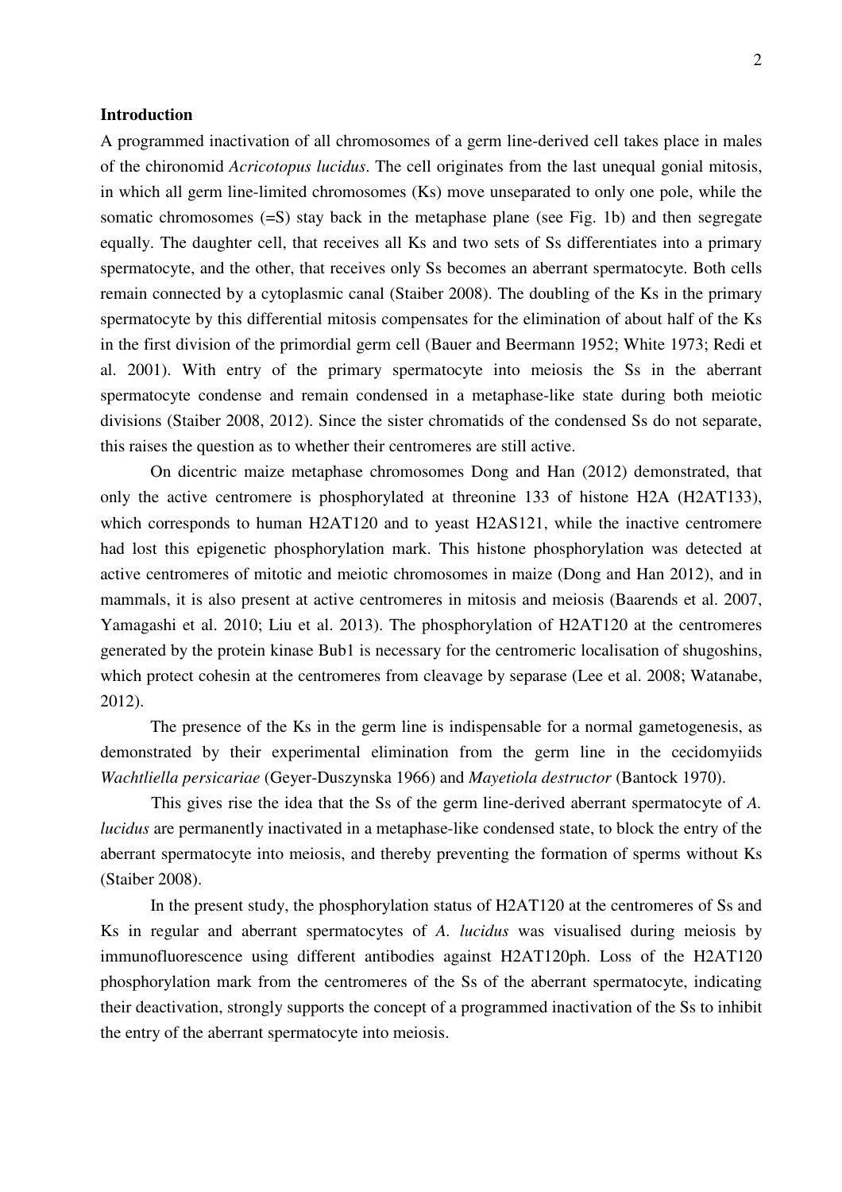## Introduction

A programmed inactivation of all chromosomes of a germ line-derived cell takes place in males of the chironomid *Acricotopus lucidus*. The cell originates from the last unequal gonial mitosis, in which all germ line-limited chromosomes (Ks) move unseparated to only one pole, while the somatic chromosomes (=S) stay back in the metaphase plane (see Fig. 1b) and then segregate equally. The daughter cell, that receives all Ks and two sets of Ss differentiates into a primary spermatocyte, and the other, that receives only Ss becomes an aberrant spermatocyte. Both cells remain connected by a cytoplasmic canal (Staiber 2008). The doubling of the Ks in the primary spermatocyte by this differential mitosis compensates for the elimination of about half of the Ks in the first division of the primordial germ cell (Bauer and Beermann 1952; White 1973; Redi et al. 2001). With entry of the primary spermatocyte into meiosis the Ss in the aberrant spermatocyte condense and remain condensed in a metaphase-like state during both meiotic divisions (Staiber 2008, 2012). Since the sister chromatids of the condensed Ss do not separate, this raises the question as to whether their centromeres are still active.

On dicentric maize metaphase chromosomes Dong and Han (2012) demonstrated, that only the active centromere is phosphorylated at threonine 133 of histone H2A (H2AT133), which corresponds to human H2AT120 and to yeast H2AS121, while the inactive centromere had lost this epigenetic phosphorylation mark. This histone phosphorylation was detected at active centromeres of mitotic and meiotic chromosomes in maize (Dong and Han 2012), and in mammals, it is also present at active centromeres in mitosis and meiosis (Baarends et al. 2007, Yamagashi et al. 2010; Liu et al. 2013). The phosphorylation of H2AT120 at the centromeres generated by the protein kinase Bub1 is necessary for the centromeric localisation of shugoshins, which protect cohesin at the centromeres from cleavage by separase (Lee et al. 2008; Watanabe, 2012).

The presence of the Ks in the germ line is indispensable for a normal gametogenesis, as demonstrated by their experimental elimination from the germ line in the cecidomyiids *Wachtliella persicariae* (Geyer-Duszynska 1966) and *Mayetiola destructor* (Bantock 1970).

This gives rise the idea that the Ss of the germ line-derived aberrant spermatocyte of *A. lucidus* are permanently inactivated in a metaphase-like condensed state, to block the entry of the aberrant spermatocyte into meiosis, and thereby preventing the formation of sperms without Ks (Staiber 2008).

In the present study, the phosphorylation status of H2AT120 at the centromeres of Ss and Ks in regular and aberrant spermatocytes of *A. lucidus* was visualised during meiosis by immunofluorescence using different antibodies against H2AT120ph. Loss of the H2AT120 phosphorylation mark from the centromeres of the Ss of the aberrant spermatocyte, indicating their deactivation, strongly supports the concept of a programmed inactivation of the Ss to inhibit the entry of the aberrant spermatocyte into meiosis.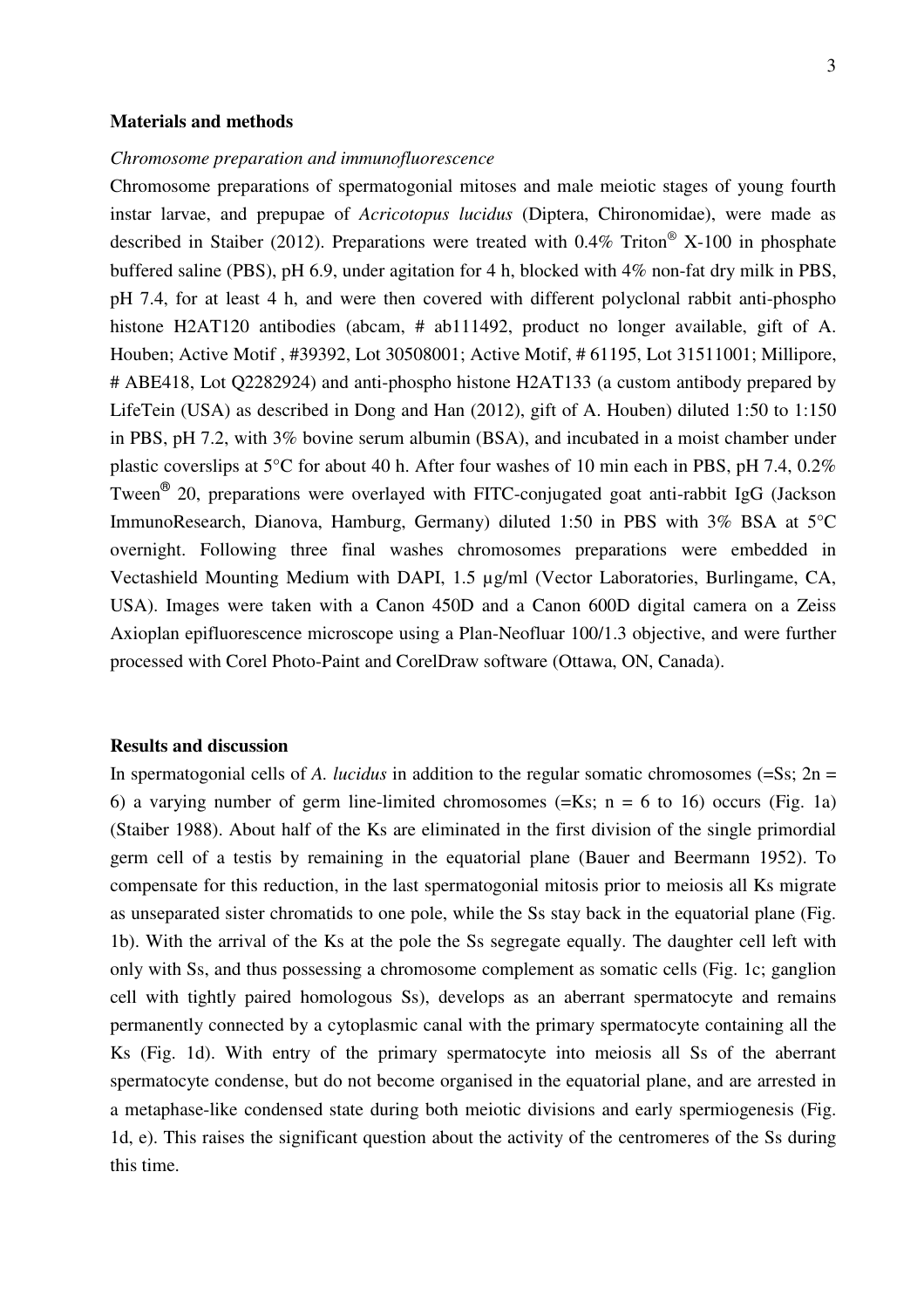**Materials and methods**

*Chromosome preparation and immunofluorescence*

Chromosome preparations of spermatogonial mitoses and male meiotic stages of young fourth instar larvae, and prepupae of *Acricotopus lucidus* (Diptera, Chironomidae), were made as described in Staiber (2012). Preparations were treated with 0.4% Triton® X-100 in phosphate buffered saline (PBS), pH 6.9, under agitation for 4 h, blocked with 4% non-fat dry milk in PBS, pH 7.4, for at least 4 h, and were then covered with different polyclonal rabbit anti-phospho histone H2AT120 antibodies (abcam, # ab111492, product no longer available, gift of A. Houben; Active Motif , #39392, Lot 30508001; Active Motif, # 61195, Lot 31511001; Millipore, # ABE418, Lot Q2282924) and anti-phospho histone H2AT133 (a custom antibody prepared by LifeTein (USA) as described in Dong and Han (2012), gift of A. Houben) diluted 1:50 to 1:150 in PBS, pH 7.2, with 3% bovine serum albumin (BSA), and incubated in a moist chamber under plastic coverslips at 5°C for about 40 h. After four washes of 10 min each in PBS, pH 7.4, 0.2% Tween® 20, preparations were overlayed with FITC-conjugated goat anti-rabbit IgG (Jackson ImmunoResearch, Dianova, Hamburg, Germany) diluted 1:50 in PBS with 3% BSA at 5°C overnight. Following three final washes chromosomes preparations were embedded in Vectashield Mounting Medium with DAPI, 1.5 µg/ml (Vector Laboratories, Burlingame, CA, USA). Images were taken with a Canon 450D and a Canon 600D digital camera on a Zeiss Axioplan epifluorescence microscope using a Plan-Neofluar 100/1.3 objective, and were further processed with Corel Photo-Paint and CorelDraw software (Ottawa, ON, Canada).

**Results and discussion**

In spermatogonial cells of *A. lucidus* in addition to the regular somatic chromosomes (=Ss; 2n = 6) a varying number of germ line-limited chromosomes (=Ks; n = 6 to 16) occurs (Fig. 1a) (Staiber 1988). About half of the Ks are eliminated in the first division of the single primordial germ cell of a testis by remaining in the equatorial plane (Bauer and Beermann 1952). To compensate for this reduction, in the last spermatogonial mitosis prior to meiosis all Ks migrate as unseparated sister chromatids to one pole, while the Ss stay back in the equatorial plane (Fig. 1b). With the arrival of the Ks at the pole the Ss segregate equally. The daughter cell left with only with Ss, and thus possessing a chromosome complement as somatic cells (Fig. 1c; ganglion cell with tightly paired homologous Ss), develops as an aberrant spermatocyte and remains permanently connected by a cytoplasmic canal with the primary spermatocyte containing all the Ks (Fig. 1d). With entry of the primary spermatocyte into meiosis all Ss of the aberrant spermatocyte condense, but do not become organised in the equatorial plane, and are arrested in a metaphase-like condensed state during both meiotic divisions and early spermiogenesis (Fig. 1d, e). This raises the significant question about the activity of the centromeres of the Ss during this time.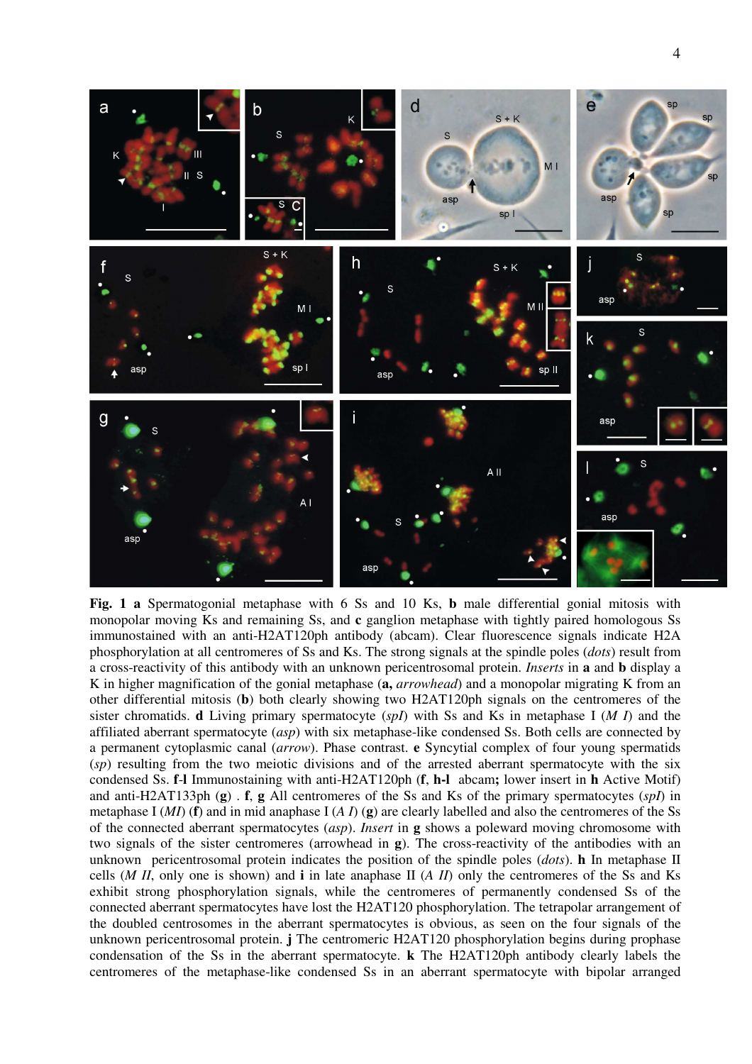**Fig. 1** **a** Spermatogonial metaphase with 6 Ss and 10 Ks, **b** male differential gonial mitosis with monopolar moving Ks and remaining Ss, and **c** ganglion metaphase with tightly paired homologous Ss immunostained with an anti-H2AT120ph antibody (abcam). Clear fluorescence signals indicate H2A phosphorylation at all centromeres of Ss and Ks. The strong signals at the spindle poles (*dots*) result from a cross-reactivity of this antibody with an unknown pericentrosomal protein. *Inserts* in **a** and **b** display a K in higher magnification of the gonial metaphase (**a,** *arrowhead*) and a monopolar migrating K from an other differential mitosis (**b**) both clearly showing two H2AT120ph signals on the centromeres of the sister chromatids. **d** Living primary spermatocyte (*spI*) with Ss and Ks in metaphase I (*M I*) and the affiliated aberrant spermatocyte (*asp*) with six metaphase-like condensed Ss. Both cells are connected by a permanent cytoplasmic canal (*arrow*). Phase contrast. **e** Syncytial complex of four young spermatids (*sp*) resulting from the two meiotic divisions and of the arrested aberrant spermatocyte with the six condensed Ss. **f**-**l** Immunostaining with anti-H2AT120ph (**f**, **h-l** abcam**;** lower insert in **h** Active Motif) and anti-H2AT133ph (**g**) . **f**, **g** All centromeres of the Ss and Ks of the primary spermatocytes (*spI*) in metaphase I (*MI*) (**f**) and in mid anaphase I (*A I*) (**g**) are clearly labelled and also the centromeres of the Ss of the connected aberrant spermatocytes (*asp*). *Insert* in **g** shows a poleward moving chromosome with two signals of the sister centromeres (arrowhead in **g**). The cross-reactivity of the antibodies with an unknown pericentrosomal protein indicates the position of the spindle poles (*dots*). **h** In metaphase II cells (*M II*, only one is shown) and **i** in late anaphase II (*A II*) only the centromeres of the Ss and Ks exhibit strong phosphorylation signals, while the centromeres of permanently condensed Ss of the connected aberrant spermatocytes have lost the H2AT120 phosphorylation. The tetrapolar arrangement of the doubled centrosomes in the aberrant spermatocytes is obvious, as seen on the four signals of the unknown pericentrosomal protein. **j** The centromeric H2AT120 phosphorylation begins during prophase condensation of the Ss in the aberrant spermatocyte. **k** The H2AT120ph antibody clearly labels the centromeres of the metaphase-like condensed Ss in an aberrant spermatocyte with bipolar arranged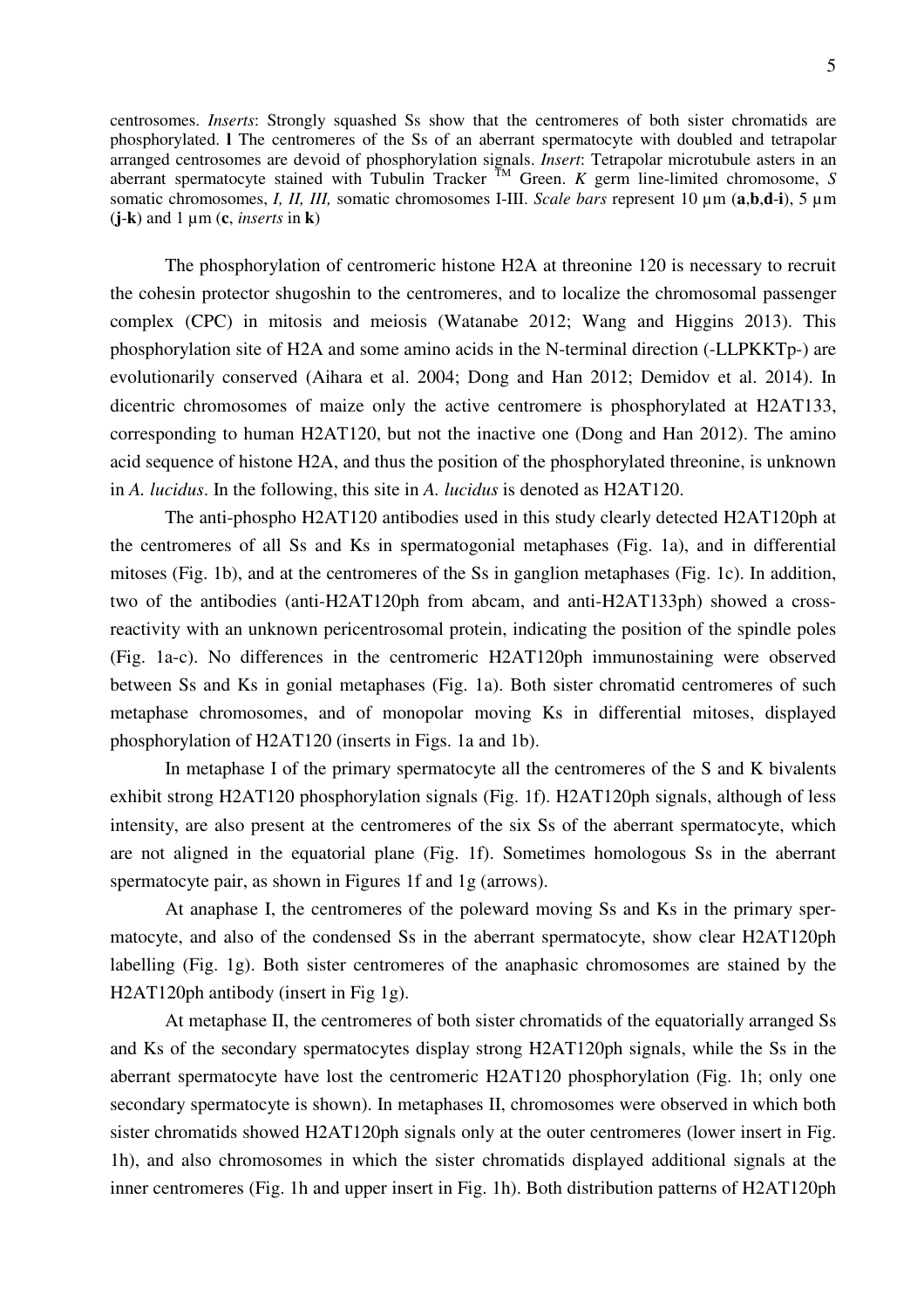centrosomes. *Inserts*: Strongly squashed Ss show that the centromeres of both sister chromatids are phosphorylated. **l** The centromeres of the Ss of an aberrant spermatocyte with doubled and tetrapolar arranged centrosomes are devoid of phosphorylation signals. *Insert*: Tetrapolar microtubule asters in an aberrant spermatocyte stained with Tubulin Tracker ™ Green. *K* germ line-limited chromosome, *S* somatic chromosomes, *I, II, III,* somatic chromosomes I-III. *Scale bars* represent 10 µm (**a**,**b**,**d**-**i**), 5 µm (**j**-**k**) and 1 µm (**c**, *inserts* in **k**)

The phosphorylation of centromeric histone H2A at threonine 120 is necessary to recruit the cohesin protector shugoshin to the centromeres, and to localize the chromosomal passenger complex (CPC) in mitosis and meiosis (Watanabe 2012; Wang and Higgins 2013). This phosphorylation site of H2A and some amino acids in the N-terminal direction (-LLPKKTp-) are evolutionarily conserved (Aihara et al. 2004; Dong and Han 2012; Demidov et al. 2014). In dicentric chromosomes of maize only the active centromere is phosphorylated at H2AT133, corresponding to human H2AT120, but not the inactive one (Dong and Han 2012). The amino acid sequence of histone H2A, and thus the position of the phosphorylated threonine, is unknown in *A. lucidus*. In the following, this site in *A. lucidus* is denoted as H2AT120.

The anti-phospho H2AT120 antibodies used in this study clearly detected H2AT120ph at the centromeres of all Ss and Ks in spermatogonial metaphases (Fig. 1a), and in differential mitoses (Fig. 1b), and at the centromeres of the Ss in ganglion metaphases (Fig. 1c). In addition, two of the antibodies (anti-H2AT120ph from abcam, and anti-H2AT133ph) showed a cross-reactivity with an unknown pericentrosomal protein, indicating the position of the spindle poles (Fig. 1a-c). No differences in the centromeric H2AT120ph immunostaining were observed between Ss and Ks in gonial metaphases (Fig. 1a). Both sister chromatid centromeres of such metaphase chromosomes, and of monopolar moving Ks in differential mitoses, displayed phosphorylation of H2AT120 (inserts in Figs. 1a and 1b).

In metaphase I of the primary spermatocyte all the centromeres of the S and K bivalents exhibit strong H2AT120 phosphorylation signals (Fig. 1f). H2AT120ph signals, although of less intensity, are also present at the centromeres of the six Ss of the aberrant spermatocyte, which are not aligned in the equatorial plane (Fig. 1f). Sometimes homologous Ss in the aberrant spermatocyte pair, as shown in Figures 1f and 1g (arrows).

At anaphase I, the centromeres of the poleward moving Ss and Ks in the primary spermatocyte, and also of the condensed Ss in the aberrant spermatocyte, show clear H2AT120ph labelling (Fig. 1g). Both sister centromeres of the anaphasic chromosomes are stained by the H2AT120ph antibody (insert in Fig 1g).

At metaphase II, the centromeres of both sister chromatids of the equatorially arranged Ss and Ks of the secondary spermatocytes display strong H2AT120ph signals, while the Ss in the aberrant spermatocyte have lost the centromeric H2AT120 phosphorylation (Fig. 1h; only one secondary spermatocyte is shown). In metaphases II, chromosomes were observed in which both sister chromatids showed H2AT120ph signals only at the outer centromeres (lower insert in Fig. 1h), and also chromosomes in which the sister chromatids displayed additional signals at the inner centromeres (Fig. 1h and upper insert in Fig. 1h). Both distribution patterns of H2AT120ph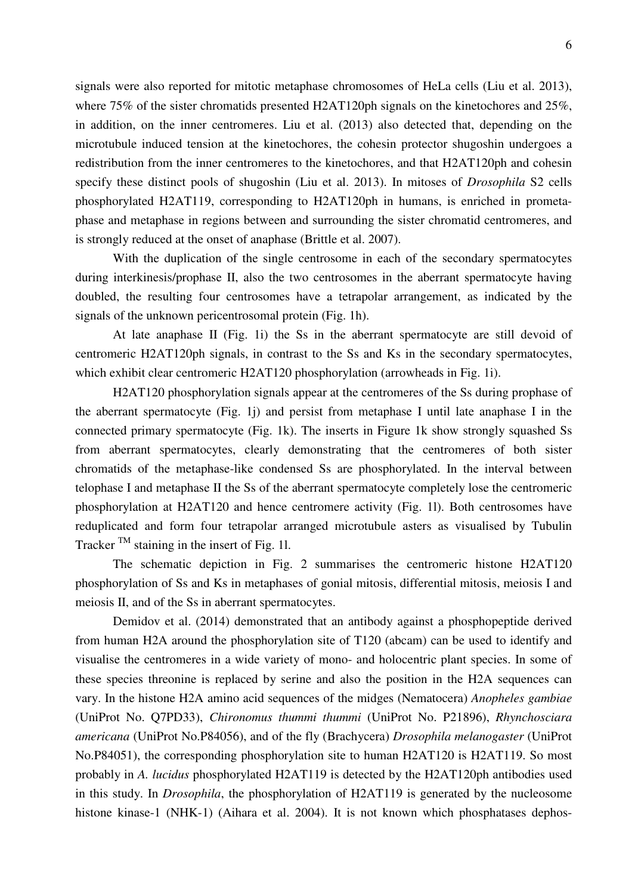signals were also reported for mitotic metaphase chromosomes of HeLa cells (Liu et al. 2013), where 75% of the sister chromatids presented H2AT120ph signals on the kinetochores and 25%, in addition, on the inner centromeres. Liu et al. (2013) also detected that, depending on the microtubule induced tension at the kinetochores, the cohesin protector shugoshin undergoes a redistribution from the inner centromeres to the kinetochores, and that H2AT120ph and cohesin specify these distinct pools of shugoshin (Liu et al. 2013). In mitoses of *Drosophila* S2 cells phosphorylated H2AT119, corresponding to H2AT120ph in humans, is enriched in prometaphase and metaphase in regions between and surrounding the sister chromatid centromeres, and is strongly reduced at the onset of anaphase (Brittle et al. 2007).

With the duplication of the single centrosome in each of the secondary spermatocytes during interkinesis/prophase II, also the two centrosomes in the aberrant spermatocyte having doubled, the resulting four centrosomes have a tetrapolar arrangement, as indicated by the signals of the unknown pericentrosomal protein (Fig. 1h).

At late anaphase II (Fig. 1i) the Ss in the aberrant spermatocyte are still devoid of centromeric H2AT120ph signals, in contrast to the Ss and Ks in the secondary spermatocytes, which exhibit clear centromeric H2AT120 phosphorylation (arrowheads in Fig. 1i).

H2AT120 phosphorylation signals appear at the centromeres of the Ss during prophase of the aberrant spermatocyte (Fig. 1j) and persist from metaphase I until late anaphase I in the connected primary spermatocyte (Fig. 1k). The inserts in Figure 1k show strongly squashed Ss from aberrant spermatocytes, clearly demonstrating that the centromeres of both sister chromatids of the metaphase-like condensed Ss are phosphorylated. In the interval between telophase I and metaphase II the Ss of the aberrant spermatocyte completely lose the centromeric phosphorylation at H2AT120 and hence centromere activity (Fig. 1l). Both centrosomes have reduplicated and form four tetrapolar arranged microtubule asters as visualised by Tubulin Tracker ™ staining in the insert of Fig. 1l.

The schematic depiction in Fig. 2 summarises the centromeric histone H2AT120 phosphorylation of Ss and Ks in metaphases of gonial mitosis, differential mitosis, meiosis I and meiosis II, and of the Ss in aberrant spermatocytes.

Demidov et al. (2014) demonstrated that an antibody against a phosphopeptide derived from human H2A around the phosphorylation site of T120 (abcam) can be used to identify and visualise the centromeres in a wide variety of mono- and holocentric plant species. In some of these species threonine is replaced by serine and also the position in the H2A sequences can vary. In the histone H2A amino acid sequences of the midges (Nematocera) *Anopheles gambiae* (UniProt No. Q7PD33), *Chironomus thummi thummi* (UniProt No. P21896), *Rhynchosciara americana* (UniProt No.P84056), and of the fly (Brachycera) *Drosophila melanogaster* (UniProt No.P84051), the corresponding phosphorylation site to human H2AT120 is H2AT119. So most probably in *A. lucidus* phosphorylated H2AT119 is detected by the H2AT120ph antibodies used in this study. In *Drosophila*, the phosphorylation of H2AT119 is generated by the nucleosome histone kinase-1 (NHK-1) (Aihara et al. 2004). It is not known which phosphatases dephos-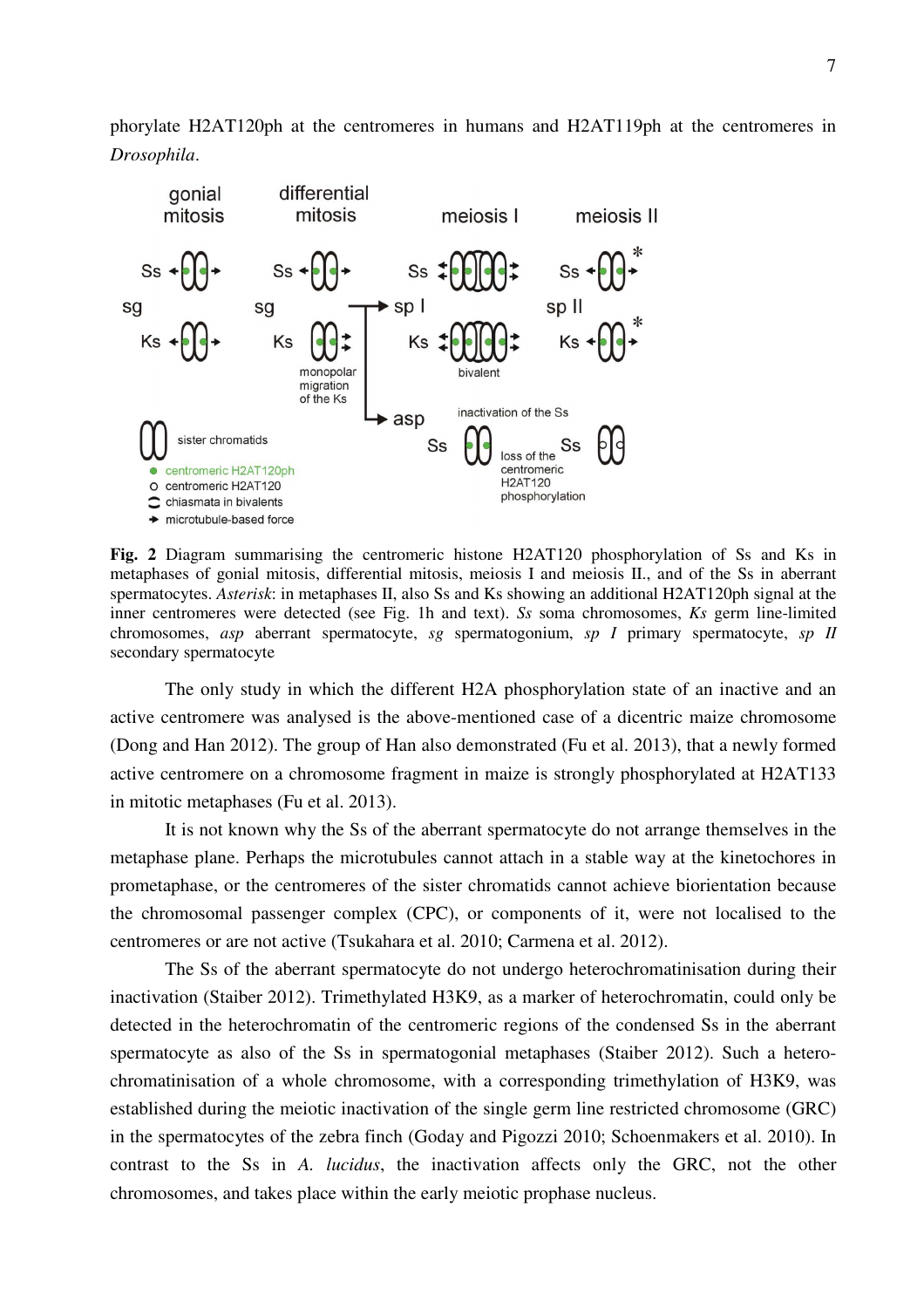phorylate H2AT120ph at the centromeres in humans and H2AT119ph at the centromeres in *Drosophila*.

**Fig. 2** Diagram summarising the centromeric histone H2AT120 phosphorylation of Ss and Ks in metaphases of gonial mitosis, differential mitosis, meiosis I and meiosis II., and of the Ss in aberrant spermatocytes. *Asterisk*: in metaphases II, also Ss and Ks showing an additional H2AT120ph signal at the inner centromeres were detected (see Fig. 1h and text). *Ss* soma chromosomes, *Ks* germ line-limited chromosomes, *asp* aberrant spermatocyte, *sg* spermatogonium, *sp I* primary spermatocyte, *sp II* secondary spermatocyte

The only study in which the different H2A phosphorylation state of an inactive and an active centromere was analysed is the above-mentioned case of a dicentric maize chromosome (Dong and Han 2012). The group of Han also demonstrated (Fu et al. 2013), that a newly formed active centromere on a chromosome fragment in maize is strongly phosphorylated at H2AT133 in mitotic metaphases (Fu et al. 2013).

It is not known why the Ss of the aberrant spermatocyte do not arrange themselves in the metaphase plane. Perhaps the microtubules cannot attach in a stable way at the kinetochores in prometaphase, or the centromeres of the sister chromatids cannot achieve biorientation because the chromosomal passenger complex (CPC), or components of it, were not localised to the centromeres or are not active (Tsukahara et al. 2010; Carmena et al. 2012).

The Ss of the aberrant spermatocyte do not undergo heterochromatinisation during their inactivation (Staiber 2012). Trimethylated H3K9, as a marker of heterochromatin, could only be detected in the heterochromatin of the centromeric regions of the condensed Ss in the aberrant spermatocyte as also of the Ss in spermatogonial metaphases (Staiber 2012). Such a hetero-chromatinisation of a whole chromosome, with a corresponding trimethylation of H3K9, was established during the meiotic inactivation of the single germ line restricted chromosome (GRC) in the spermatocytes of the zebra finch (Goday and Pigozzi 2010; Schoenmakers et al. 2010). In contrast to the Ss in *A. lucidus*, the inactivation affects only the GRC, not the other chromosomes, and takes place within the early meiotic prophase nucleus.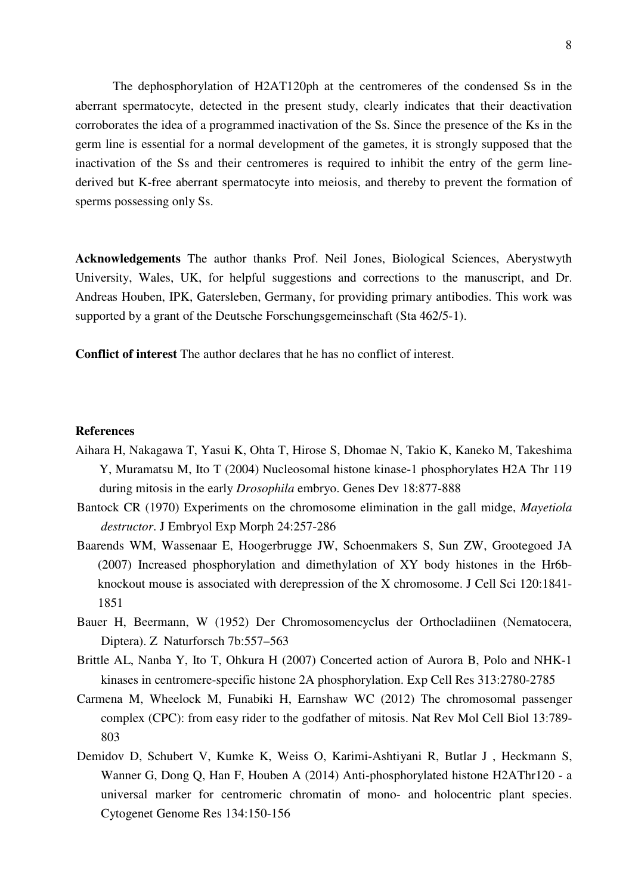The dephosphorylation of H2AT120ph at the centromeres of the condensed Ss in the aberrant spermatocyte, detected in the present study, clearly indicates that their deactivation corroborates the idea of a programmed inactivation of the Ss. Since the presence of the Ks in the germ line is essential for a normal development of the gametes, it is strongly supposed that the inactivation of the Ss and their centromeres is required to inhibit the entry of the germ line-derived but K-free aberrant spermatocyte into meiosis, and thereby to prevent the formation of sperms possessing only Ss.

**Acknowledgements** The author thanks Prof. Neil Jones, Biological Sciences, Aberystwyth University, Wales, UK, for helpful suggestions and corrections to the manuscript, and Dr. Andreas Houben, IPK, Gatersleben, Germany, for providing primary antibodies. This work was supported by a grant of the Deutsche Forschungsgemeinschaft (Sta 462/5-1).

**Conflict of interest** The author declares that he has no conflict of interest.

## References

Aihara H, Nakagawa T, Yasui K, Ohta T, Hirose S, Dhomae N, Takio K, Kaneko M, Takeshima Y, Muramatsu M, Ito T (2004) Nucleosomal histone kinase-1 phosphorylates H2A Thr 119 during mitosis in the early *Drosophila* embryo. Genes Dev 18:877-888

Bantock CR (1970) Experiments on the chromosome elimination in the gall midge, *Mayetiola destructor*. J Embryol Exp Morph 24:257-286

Baarends WM, Wassenaar E, Hoogerbrugge JW, Schoenmakers S, Sun ZW, Grootegoed JA (2007) Increased phosphorylation and dimethylation of XY body histones in the Hr6b-knockout mouse is associated with derepression of the X chromosome. J Cell Sci 120:1841-1851

Bauer H, Beermann, W (1952) Der Chromosomencyclus der Orthocladiinen (Nematocera, Diptera). Z Naturforsch 7b:557–563

Brittle AL, Nanba Y, Ito T, Ohkura H (2007) Concerted action of Aurora B, Polo and NHK-1 kinases in centromere-specific histone 2A phosphorylation. Exp Cell Res 313:2780-2785

Carmena M, Wheelock M, Funabiki H, Earnshaw WC (2012) The chromosomal passenger complex (CPC): from easy rider to the godfather of mitosis. Nat Rev Mol Cell Biol 13:789-803

Demidov D, Schubert V, Kumke K, Weiss O, Karimi-Ashtiyani R, Butlar J , Heckmann S, Wanner G, Dong Q, Han F, Houben A (2014) Anti-phosphorylated histone H2AThr120 - a universal marker for centromeric chromatin of mono- and holocentric plant species. Cytogenet Genome Res 134:150-156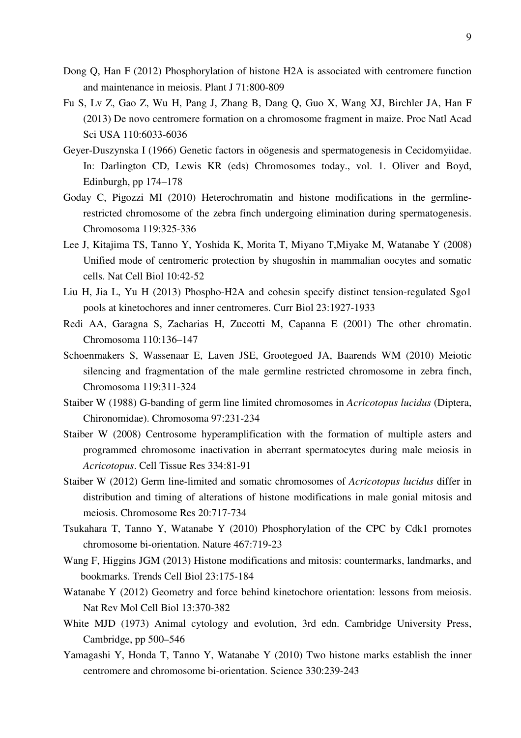Dong Q, Han F (2012) Phosphorylation of histone H2A is associated with centromere function and maintenance in meiosis. Plant J 71:800-809

Fu S, Lv Z, Gao Z, Wu H, Pang J, Zhang B, Dang Q, Guo X, Wang XJ, Birchler JA, Han F (2013) De novo centromere formation on a chromosome fragment in maize. Proc Natl Acad Sci USA 110:6033-6036

Geyer-Duszynska I (1966) Genetic factors in oögenesis and spermatogenesis in Cecidomyiidae. In: Darlington CD, Lewis KR (eds) Chromosomes today., vol. 1. Oliver and Boyd, Edinburgh, pp 174–178

Goday C, Pigozzi MI (2010) Heterochromatin and histone modifications in the germline-restricted chromosome of the zebra finch undergoing elimination during spermatogenesis. Chromosoma 119:325-336

Lee J, Kitajima TS, Tanno Y, Yoshida K, Morita T, Miyano T,Miyake M, Watanabe Y (2008) Unified mode of centromeric protection by shugoshin in mammalian oocytes and somatic cells. Nat Cell Biol 10:42-52

Liu H, Jia L, Yu H (2013) Phospho-H2A and cohesin specify distinct tension-regulated Sgo1 pools at kinetochores and inner centromeres. Curr Biol 23:1927-1933

Redi AA, Garagna S, Zacharias H, Zuccotti M, Capanna E (2001) The other chromatin. Chromosoma 110:136–147

Schoenmakers S, Wassenaar E, Laven JSE, Grootegoed JA, Baarends WM (2010) Meiotic silencing and fragmentation of the male germline restricted chromosome in zebra finch, Chromosoma 119:311-324

Staiber W (1988) G-banding of germ line limited chromosomes in *Acricotopus lucidus* (Diptera, Chironomidae). Chromosoma 97:231-234

Staiber W (2008) Centrosome hyperamplification with the formation of multiple asters and programmed chromosome inactivation in aberrant spermatocytes during male meiosis in *Acricotopus*. Cell Tissue Res 334:81-91

Staiber W (2012) Germ line-limited and somatic chromosomes of *Acricotopus lucidus* differ in distribution and timing of alterations of histone modifications in male gonial mitosis and meiosis. Chromosome Res 20:717-734

Tsukahara T, Tanno Y, Watanabe Y (2010) Phosphorylation of the CPC by Cdk1 promotes chromosome bi-orientation. Nature 467:719-23

Wang F, Higgins JGM (2013) Histone modifications and mitosis: countermarks, landmarks, and bookmarks. Trends Cell Biol 23:175-184

Watanabe Y (2012) Geometry and force behind kinetochore orientation: lessons from meiosis. Nat Rev Mol Cell Biol 13:370-382

White MJD (1973) Animal cytology and evolution, 3rd edn. Cambridge University Press, Cambridge, pp 500–546

Yamagashi Y, Honda T, Tanno Y, Watanabe Y (2010) Two histone marks establish the inner centromere and chromosome bi-orientation. Science 330:239-243